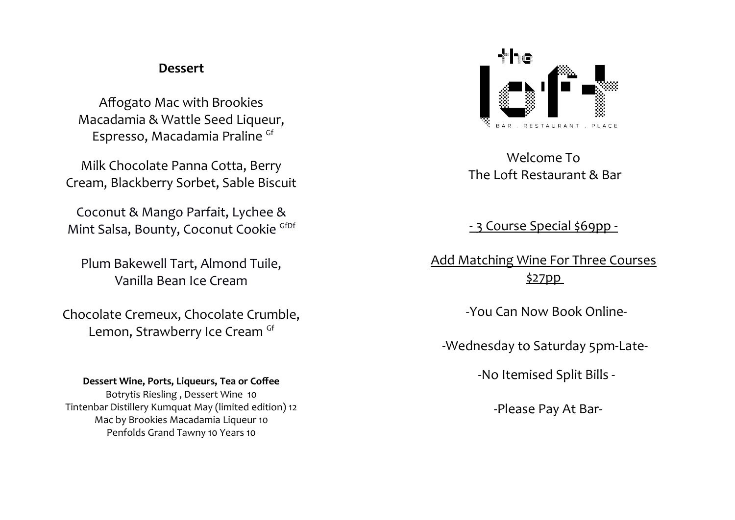## Dessert

Affogato Mac with Brookies Macadamia & Wattle Seed Liqueur, Espresso, Macadamia Praline [Gf]

Milk Chocolate Panna Cotta, Berry Cream, Blackberry Sorbet, Sable Biscuit

Coconut & Mango Parfait, Lychee & Mint Salsa, Bounty, Coconut Cookie [GfDf]

Plum Bakewell Tart, Almond Tuile, Vanilla Bean Ice Cream

Chocolate Cremeux, Chocolate Crumble, Lemon, Strawberry Ice Cream [Gf]

**Dessert Wine, Ports, Liqueurs, Tea or Coffee**

Botrytis Riesling , Dessert Wine 10
Tintenbar Distillery Kumquat May (limited edition) 12
Mac by Brookies Macadamia Liqueur 10
Penfolds Grand Tawny 10 Years 10

the loft

BAR . RESTAURANT . PLACE

Welcome To
The Loft Restaurant & Bar

- 3 Course Special $69pp -

Add Matching Wine For Three Courses $27pp

-You Can Now Book Online-

-Wednesday to Saturday 5pm-Late-

-No Itemised Split Bills -

-Please Pay At Bar-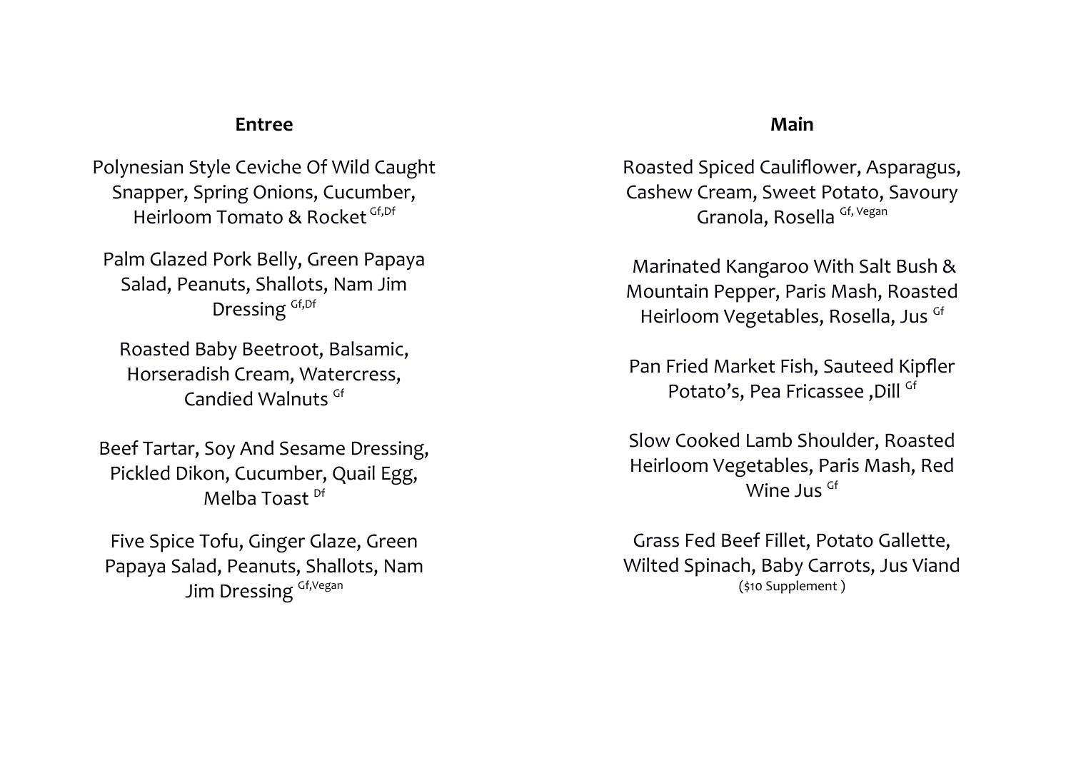## Entree

Polynesian Style Ceviche Of Wild Caught Snapper, Spring Onions, Cucumber, Heirloom Tomato & Rocket [Gf,Df]

Palm Glazed Pork Belly, Green Papaya Salad, Peanuts, Shallots, Nam Jim Dressing [Gf,Df]

Roasted Baby Beetroot, Balsamic, Horseradish Cream, Watercress, Candied Walnuts [Gf]

Beef Tartar, Soy And Sesame Dressing, Pickled Dikon, Cucumber, Quail Egg, Melba Toast [Df]

Five Spice Tofu, Ginger Glaze, Green Papaya Salad, Peanuts, Shallots, Nam Jim Dressing [Gf,Vegan]

## Main

Roasted Spiced Cauliflower, Asparagus, Cashew Cream, Sweet Potato, Savoury Granola, Rosella [Gf, Vegan]

Marinated Kangaroo With Salt Bush & Mountain Pepper, Paris Mash, Roasted Heirloom Vegetables, Rosella, Jus [Gf]

Pan Fried Market Fish, Sauteed Kipfler Potato's, Pea Fricassee ,Dill [Gf]

Slow Cooked Lamb Shoulder, Roasted Heirloom Vegetables, Paris Mash, Red Wine Jus [Gf]

Grass Fed Beef Fillet, Potato Gallette, Wilted Spinach, Baby Carrots, Jus Viand
($10 Supplement )